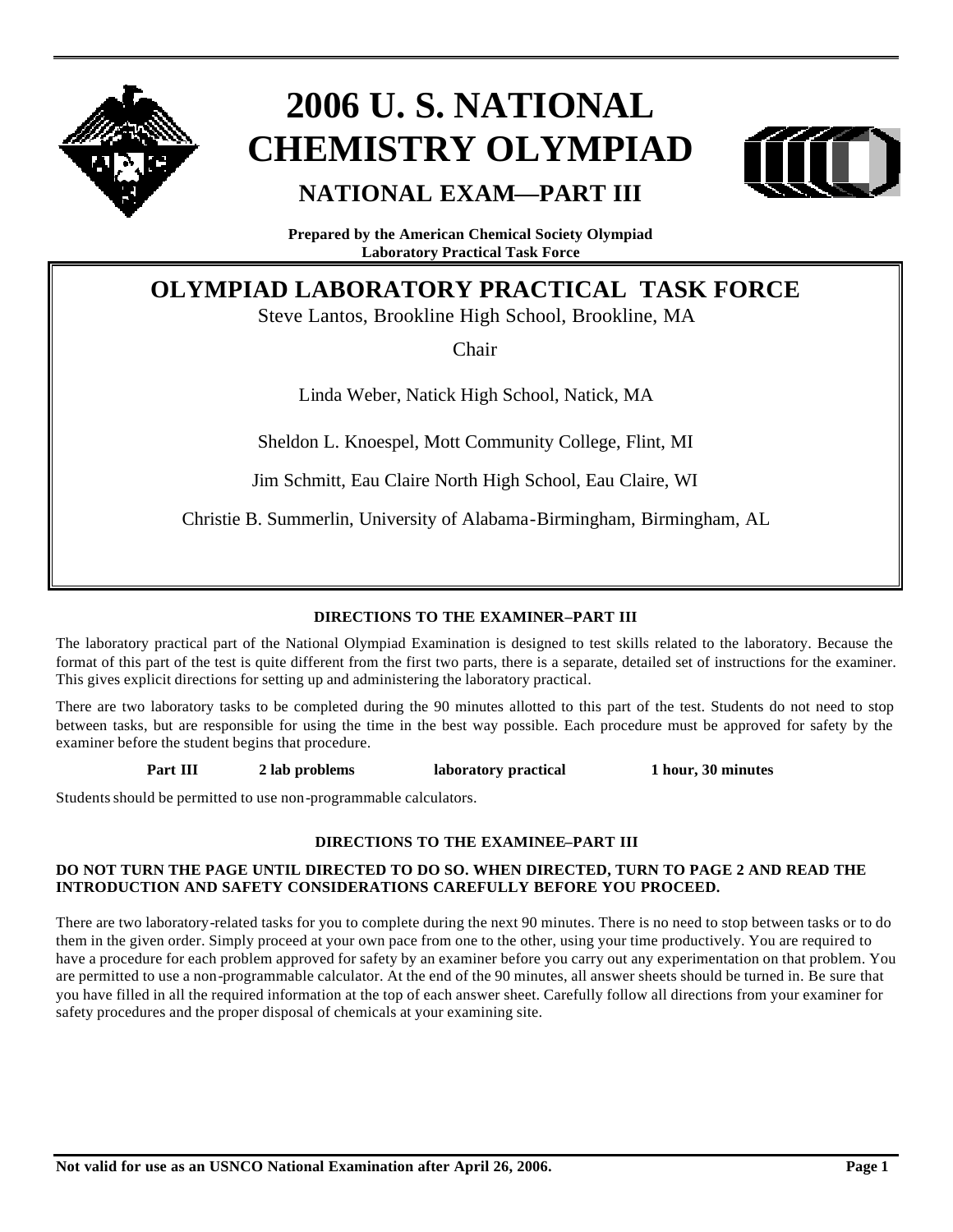# 2006 U. S. NATIONAL CHEMISTRY OLYMPIAD

## NATIONAL EXAM—PART III

**Prepared by the American Chemical Society Olympiad Laboratory Practical Task Force**

## OLYMPIAD LABORATORY PRACTICAL TASK FORCE

Steve Lantos, Brookline High School, Brookline, MA

Chair

Linda Weber, Natick High School, Natick, MA

Sheldon L. Knoespel, Mott Community College, Flint, MI

Jim Schmitt, Eau Claire North High School, Eau Claire, WI

Christie B. Summerlin, University of Alabama-Birmingham, Birmingham, AL

### DIRECTIONS TO THE EXAMINER–PART III

The laboratory practical part of the National Olympiad Examination is designed to test skills related to the laboratory. Because the format of this part of the test is quite different from the first two parts, there is a separate, detailed set of instructions for the examiner. This gives explicit directions for setting up and administering the laboratory practical.

There are two laboratory tasks to be completed during the 90 minutes allotted to this part of the test. Students do not need to stop between tasks, but are responsible for using the time in the best way possible. Each procedure must be approved for safety by the examiner before the student begins that procedure.

| Part III | 2 lab problems | laboratory practical | 1 hour, 30 minutes |
| --- | --- | --- | --- |

Students should be permitted to use non-programmable calculators.

### DIRECTIONS TO THE EXAMINEE–PART III

**DO NOT TURN THE PAGE UNTIL DIRECTED TO DO SO. WHEN DIRECTED, TURN TO PAGE 2 AND READ THE INTRODUCTION AND SAFETY CONSIDERATIONS CAREFULLY BEFORE YOU PROCEED.**

There are two laboratory-related tasks for you to complete during the next 90 minutes. There is no need to stop between tasks or to do them in the given order. Simply proceed at your own pace from one to the other, using your time productively. You are required to have a procedure for each problem approved for safety by an examiner before you carry out any experimentation on that problem. You are permitted to use a non-programmable calculator. At the end of the 90 minutes, all answer sheets should be turned in. Be sure that you have filled in all the required information at the top of each answer sheet. Carefully follow all directions from your examiner for safety procedures and the proper disposal of chemicals at your examining site.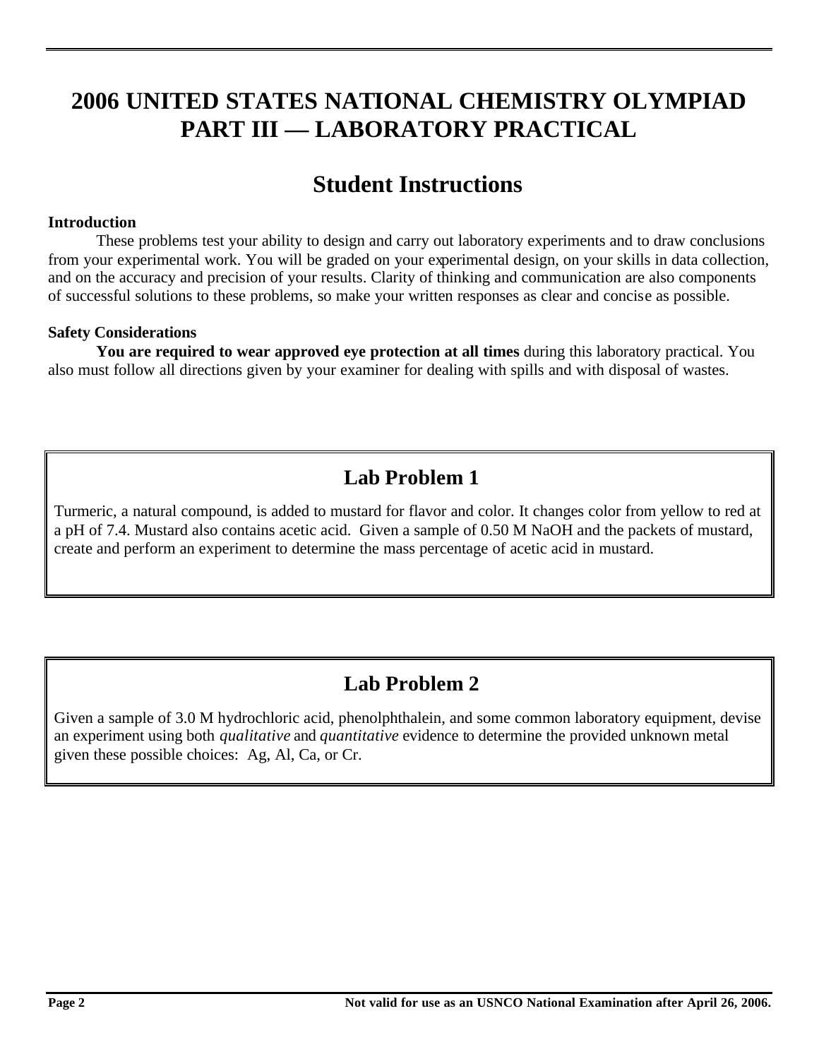# 2006 UNITED STATES NATIONAL CHEMISTRY OLYMPIAD PART III — LABORATORY PRACTICAL

## Student Instructions

**Introduction**

These problems test your ability to design and carry out laboratory experiments and to draw conclusions from your experimental work. You will be graded on your experimental design, on your skills in data collection, and on the accuracy and precision of your results. Clarity of thinking and communication are also components of successful solutions to these problems, so make your written responses as clear and concise as possible.

**Safety Considerations**

**You are required to wear approved eye protection at all times** during this laboratory practical. You also must follow all directions given by your examiner for dealing with spills and with disposal of wastes.

## Lab Problem 1

Turmeric, a natural compound, is added to mustard for flavor and color. It changes color from yellow to red at a pH of 7.4. Mustard also contains acetic acid. Given a sample of 0.50 M NaOH and the packets of mustard, create and perform an experiment to determine the mass percentage of acetic acid in mustard.

## Lab Problem 2

Given a sample of 3.0 M hydrochloric acid, phenolphthalein, and some common laboratory equipment, devise an experiment using both *qualitative* and *quantitative* evidence to determine the provided unknown metal given these possible choices: Ag, Al, Ca, or Cr.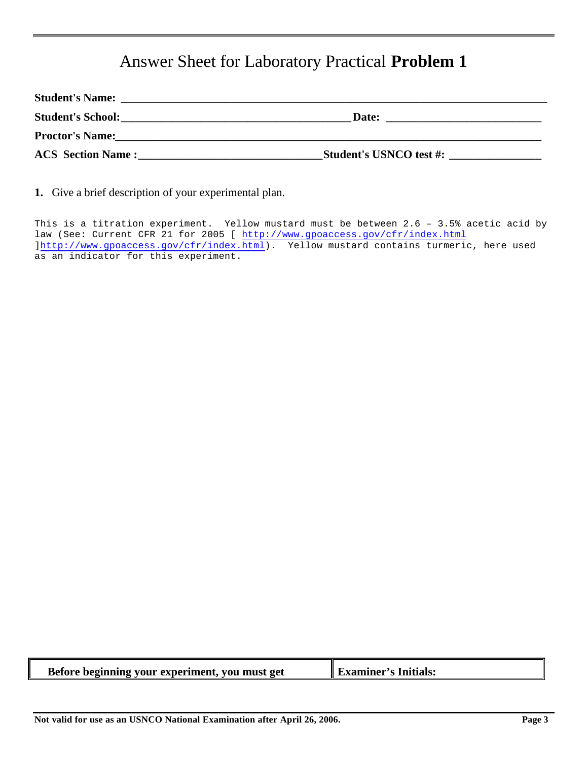# Answer Sheet for Laboratory Practical **Problem 1**

**Student's Name:** ____________________________________________________________

**Student's School:** ______________________________ **Date:** ____________________

**Proctor's Name:** ____________________________________________________________

**ACS Section Name :** ________________________ **Student's USNCO test #:** ____________

**1.** Give a brief description of your experimental plan.

This is a titration experiment. Yellow mustard must be between 2.6 – 3.5% acetic acid by law (See: Current CFR 21 for 2005 [ http://www.gpoaccess.gov/cfr/index.html ]http://www.gpoaccess.gov/cfr/index.html). Yellow mustard contains turmeric, here used as an indicator for this experiment.

| **Before beginning your experiment, you must get** | **Examiner's Initials:** |
| --- | --- |

**Not valid for use as an USNCO National Examination after April 26, 2006.**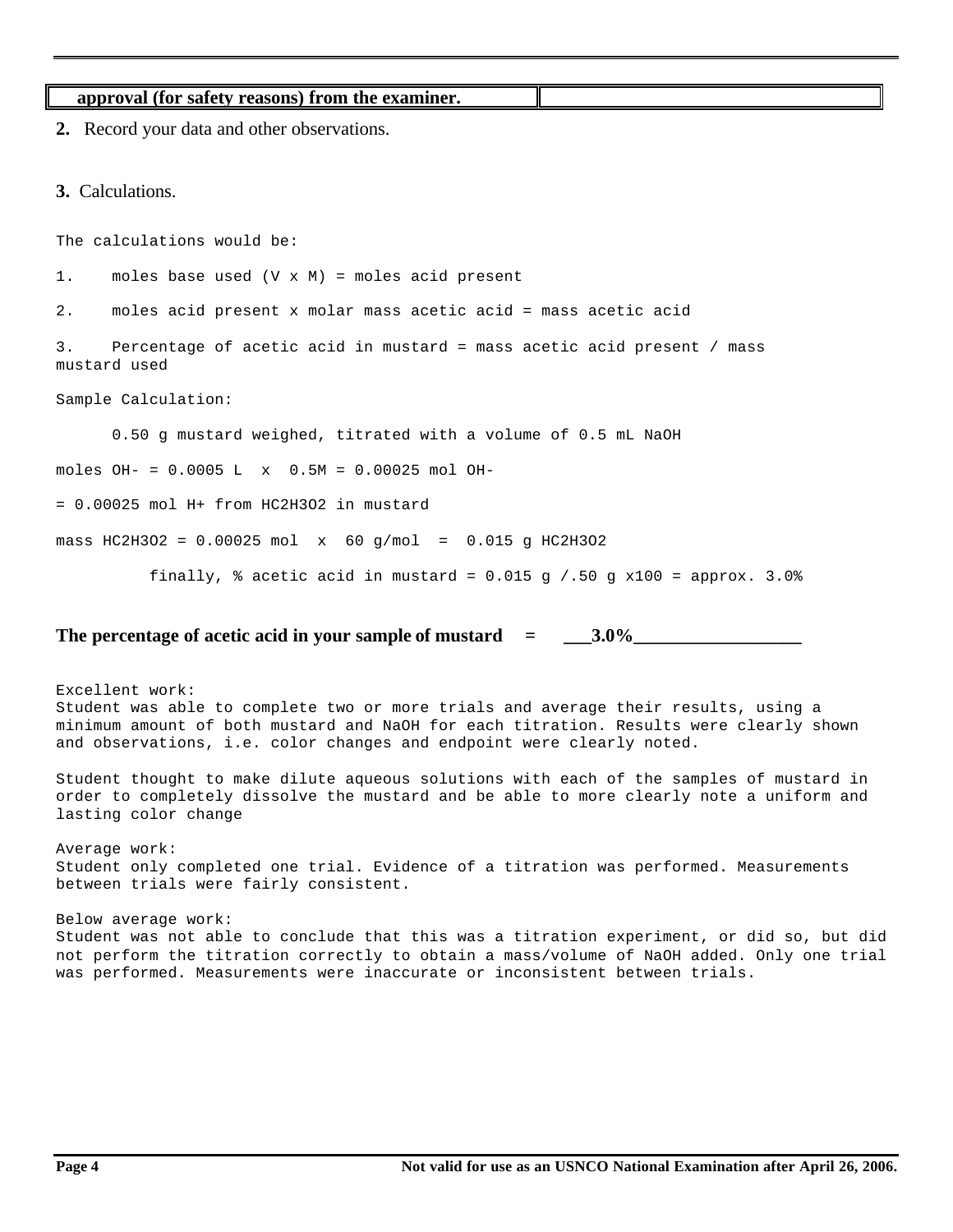| **approval (for safety reasons) from the examiner.** | |
|---|---|

**2.** Record your data and other observations.

**3.** Calculations.

The calculations would be:

1. moles base used (V x M) = moles acid present

2. moles acid present x molar mass acetic acid = mass acetic acid

3. Percentage of acetic acid in mustard = mass acetic acid present / mass mustard used

Sample Calculation:

0.50 g mustard weighed, titrated with a volume of 0.5 mL NaOH

moles $OH^-$ = 0.0005 L x 0.5M = 0.00025 mol $OH^-$

= 0.00025 mol $H^+$ from $HC_2H_3O_2$ in mustard

mass $HC_2H_3O_2$ = 0.00025 mol x 60 g/mol = 0.015 g $HC_2H_3O_2$

finally, % acetic acid in mustard = 0.015 g /.50 g x100 = approx. 3.0%

**The percentage of acetic acid in your sample of mustard = \_\_\_3.0%\_\_\_\_\_\_\_\_\_\_\_\_\_\_\_\_\_\_**

Excellent work:
Student was able to complete two or more trials and average their results, using a minimum amount of both mustard and NaOH for each titration. Results were clearly shown and observations, i.e. color changes and endpoint were clearly noted.

Student thought to make dilute aqueous solutions with each of the samples of mustard in order to completely dissolve the mustard and be able to more clearly note a uniform and lasting color change

Average work:
Student only completed one trial. Evidence of a titration was performed. Measurements between trials were fairly consistent.

Below average work:
Student was not able to conclude that this was a titration experiment, or did so, but did not perform the titration correctly to obtain a mass/volume of NaOH added. Only one trial was performed. Measurements were inaccurate or inconsistent between trials.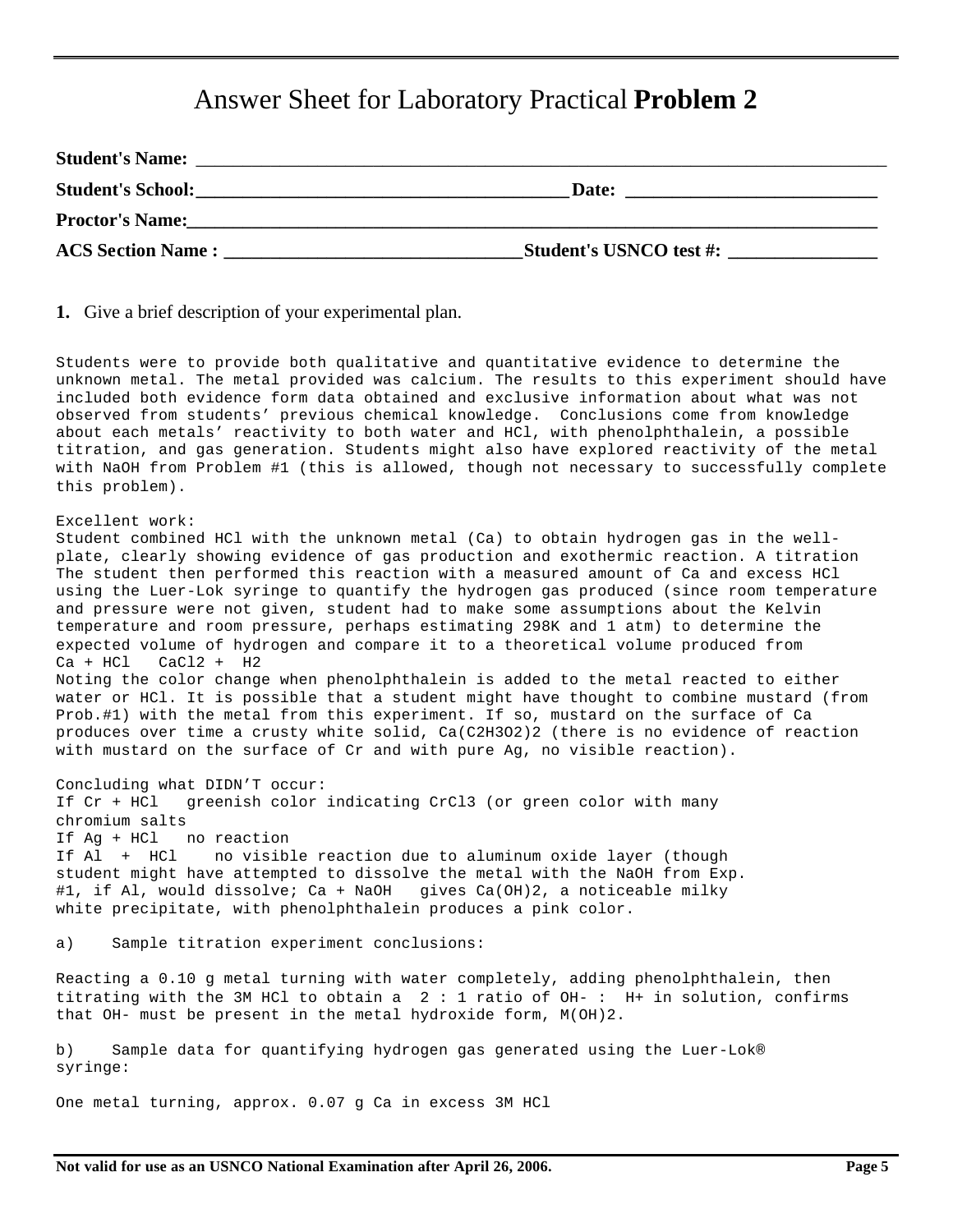# Answer Sheet for Laboratory Practical **Problem 2**

**Student's Name:** ____________________________________________

**Student's School:** ______________________________ **Date:** ____________________

**Proctor's Name:** ____________________________________________

**ACS Section Name :** ________________________ **Student's USNCO test #:** ____________

**1.** Give a brief description of your experimental plan.

Students were to provide both qualitative and quantitative evidence to determine the unknown metal. The metal provided was calcium. The results to this experiment should have included both evidence form data obtained and exclusive information about what was not observed from students' previous chemical knowledge. Conclusions come from knowledge about each metals' reactivity to both water and HCl, with phenolphthalein, a possible titration, and gas generation. Students might also have explored reactivity of the metal with NaOH from Problem #1 (this is allowed, though not necessary to successfully complete this problem).

Excellent work:
Student combined HCl with the unknown metal (Ca) to obtain hydrogen gas in the well-plate, clearly showing evidence of gas production and exothermic reaction. A titration The student then performed this reaction with a measured amount of Ca and excess HCl using the Luer-Lok syringe to quantify the hydrogen gas produced (since room temperature and pressure were not given, student had to make some assumptions about the Kelvin temperature and room pressure, perhaps estimating 298K and 1 atm) to determine the expected volume of hydrogen and compare it to a theoretical volume produced from
Ca + HCl CaCl2 + H2
Noting the color change when phenolphthalein is added to the metal reacted to either water or HCl. It is possible that a student might have thought to combine mustard (from Prob.#1) with the metal from this experiment. If so, mustard on the surface of Ca produces over time a crusty white solid, $Ca(C_2H_3O_2)_2$ (there is no evidence of reaction with mustard on the surface of Cr and with pure Ag, no visible reaction).

Concluding what DIDN'T occur:
If Cr + HCl greenish color indicating $CrCl_3$ (or green color with many chromium salts
If Ag + HCl no reaction
If Al + HCl no visible reaction due to aluminum oxide layer (though student might have attempted to dissolve the metal with the NaOH from Exp. #1, if Al, would dissolve; Ca + NaOH gives $Ca(OH)_2$, a noticeable milky white precipitate, with phenolphthalein produces a pink color.

a) Sample titration experiment conclusions:

Reacting a 0.10 g metal turning with water completely, adding phenolphthalein, then titrating with the 3M HCl to obtain a 2 : 1 ratio of $OH^-$ : $H^+$ in solution, confirms that $OH^-$ must be present in the metal hydroxide form, $M(OH)_2$.

b) Sample data for quantifying hydrogen gas generated using the Luer-Lok® syringe:

One metal turning, approx. 0.07 g Ca in excess 3M HCl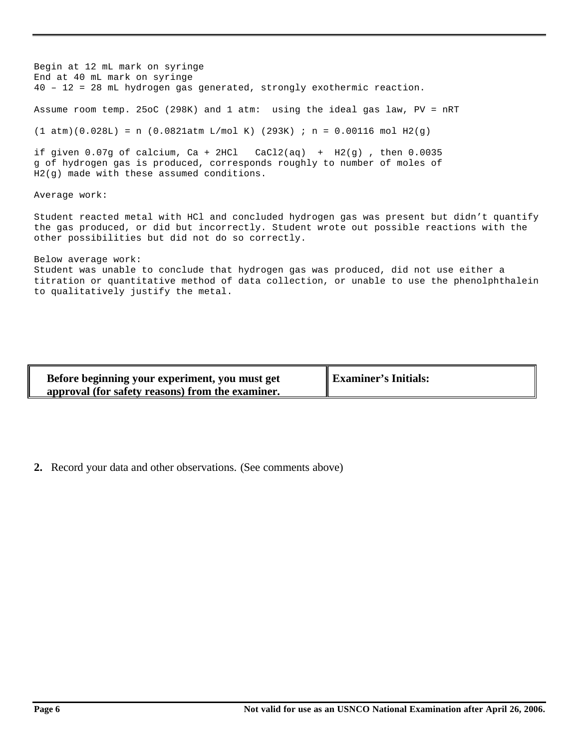Begin at 12 mL mark on syringe
End at 40 mL mark on syringe
40 – 12 = 28 mL hydrogen gas generated, strongly exothermic reaction.

Assume room temp. 25oC (298K) and 1 atm: using the ideal gas law, $PV = nRT$

(1 atm)(0.028L) = n (0.0821atm L/mol K) (293K) ; n = 0.00116 mol $H_2(g)$

if given 0.07g of calcium, $Ca + 2HCl \quad CaCl_2(aq) + H_2(g)$ , then 0.0035 g of hydrogen gas is produced, corresponds roughly to number of moles of $H_2(g)$ made with these assumed conditions.

Average work:

Student reacted metal with HCl and concluded hydrogen gas was present but didn't quantify the gas produced, or did but incorrectly. Student wrote out possible reactions with the other possibilities but did not do so correctly.

Below average work:
Student was unable to conclude that hydrogen gas was produced, did not use either a titration or quantitative method of data collection, or unable to use the phenolphthalein to qualitatively justify the metal.

| **Before beginning your experiment, you must get approval (for safety reasons) from the examiner.** | **Examiner's Initials:** |
|---|---|

**2.** Record your data and other observations. (See comments above)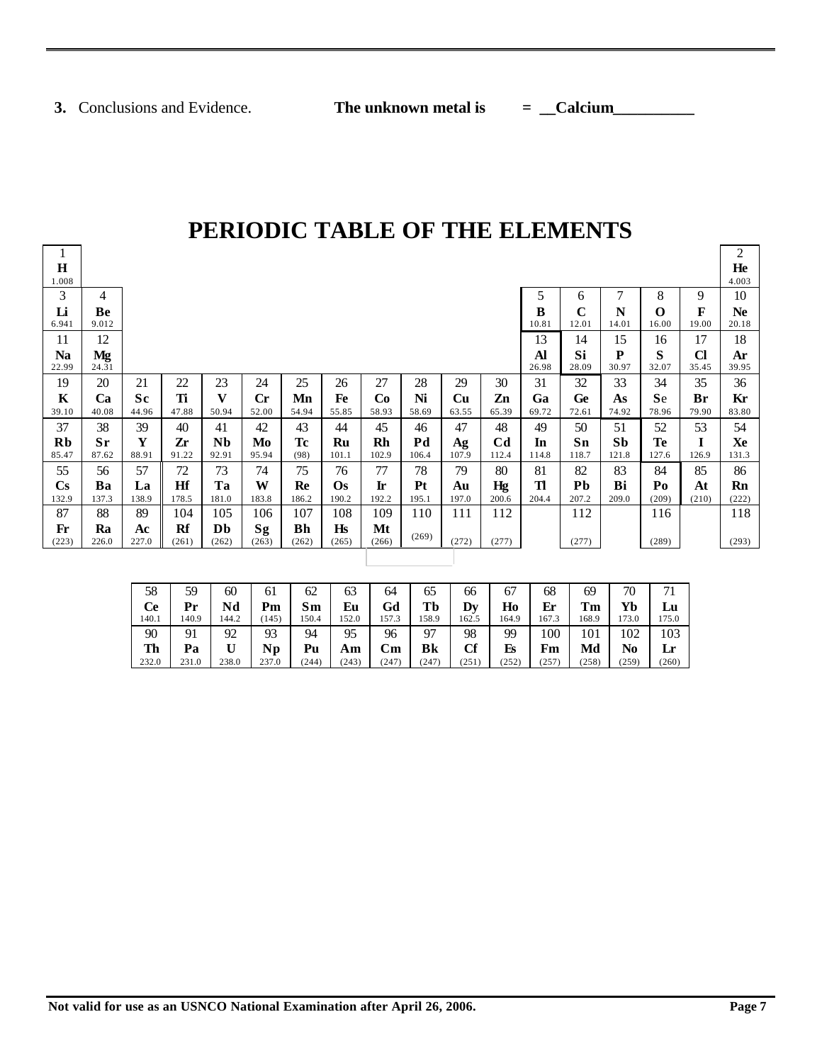**3.** Conclusions and Evidence. **The unknown metal is = __Calcium__________**

# PERIODIC TABLE OF THE ELEMENTS

| | | | | | | | | | | | | | | | | | |
|---|---|---|---|---|---|---|---|---|---|---|---|---|---|---|---|---|---|
| 1 **H** 1.008 | | | | | | | | | | | | | | | | | 2 **He** 4.003 |
| 3 **Li** 6.941 | 4 **Be** 9.012 | | | | | | | | | | | 5 **B** 10.81 | 6 **C** 12.01 | 7 **N** 14.01 | 8 **O** 16.00 | 9 **F** 19.00 | 10 **Ne** 20.18 |
| 11 **Na** 22.99 | 12 **Mg** 24.31 | | | | | | | | | | | 13 **Al** 26.98 | 14 **Si** 28.09 | 15 **P** 30.97 | 16 **S** 32.07 | 17 **Cl** 35.45 | 18 **Ar** 39.95 |
| 19 **K** 39.10 | 20 **Ca** 40.08 | 21 **Sc** 44.96 | 22 **Ti** 47.88 | 23 **V** 50.94 | 24 **Cr** 52.00 | 25 **Mn** 54.94 | 26 **Fe** 55.85 | 27 **Co** 58.93 | 28 **Ni** 58.69 | 29 **Cu** 63.55 | 30 **Zn** 65.39 | 31 **Ga** 69.72 | 32 **Ge** 72.61 | 33 **As** 74.92 | 34 **Se** 78.96 | 35 **Br** 79.90 | 36 **Kr** 83.80 |
| 37 **Rb** 85.47 | 38 **Sr** 87.62 | 39 **Y** 88.91 | 40 **Zr** 91.22 | 41 **Nb** 92.91 | 42 **Mo** 95.94 | 43 **Tc** (98) | 44 **Ru** 101.1 | 45 **Rh** 102.9 | 46 **Pd** 106.4 | 47 **Ag** 107.9 | 48 **Cd** 112.4 | 49 **In** 114.8 | 50 **Sn** 118.7 | 51 **Sb** 121.8 | 52 **Te** 127.6 | 53 **I** 126.9 | 54 **Xe** 131.3 |
| 55 **Cs** 132.9 | 56 **Ba** 137.3 | 57 **La** 138.9 | 72 **Hf** 178.5 | 73 **Ta** 181.0 | 74 **W** 183.8 | 75 **Re** 186.2 | 76 **Os** 190.2 | 77 **Ir** 192.2 | 78 **Pt** 195.1 | 79 **Au** 197.0 | 80 **Hg** 200.6 | 81 **Tl** 204.4 | 82 **Pb** 207.2 | 83 **Bi** 209.0 | 84 **Po** (209) | 85 **At** (210) | 86 **Rn** (222) |
| 87 **Fr** (223) | 88 **Ra** 226.0 | 89 **Ac** 227.0 | 104 **Rf** (261) | 105 **Db** (262) | 106 **Sg** (263) | 107 **Bh** (262) | 108 **Hs** (265) | 109 **Mt** (266) | 110 (269) | 111 (272) | 112 (277) | | 112 (277) | | 116 (289) | | 118 (293) |

| | | | | | | | | | | | | | |
|---|---|---|---|---|---|---|---|---|---|---|---|---|---|
| 58 **Ce** 140.1 | 59 **Pr** 140.9 | 60 **Nd** 144.2 | 61 **Pm** (145) | 62 **Sm** 150.4 | 63 **Eu** 152.0 | 64 **Gd** 157.3 | 65 **Tb** 158.9 | 66 **Dy** 162.5 | 67 **Ho** 164.9 | 68 **Er** 167.3 | 69 **Tm** 168.9 | 70 **Yb** 173.0 | 71 **Lu** 175.0 |
| 90 **Th** 232.0 | 91 **Pa** 231.0 | 92 **U** 238.0 | 93 **Np** 237.0 | 94 **Pu** (244) | 95 **Am** (243) | 96 **Cm** (247) | 97 **Bk** (247) | 98 **Cf** (251) | 99 **Es** (252) | 100 **Fm** (257) | 101 **Md** (258) | 102 **No** (259) | 103 **Lr** (260) |

**Not valid for use as an USNCO National Examination after April 26, 2006.**